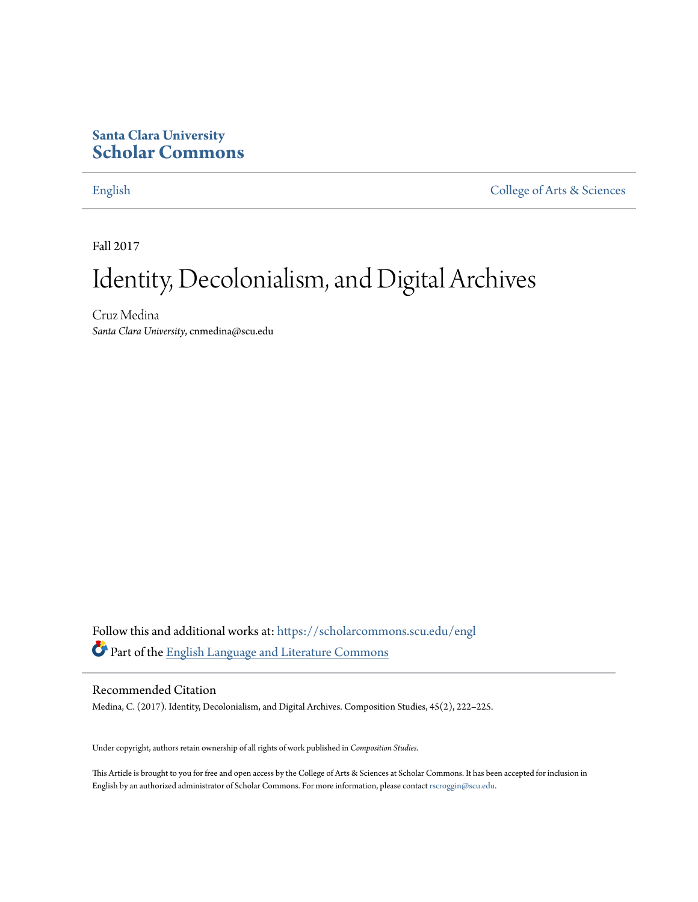**Santa Clara University**
**Scholar Commons**

English | College of Arts & Sciences

Fall 2017

# Identity, Decolonialism, and Digital Archives

Cruz Medina
*Santa Clara University*, cnmedina@scu.edu

Follow this and additional works at: https://scholarcommons.scu.edu/engl

Part of the English Language and Literature Commons

## Recommended Citation

Medina, C. (2017). Identity, Decolonialism, and Digital Archives. Composition Studies, 45(2), 222–225.

Under copyright, authors retain ownership of all rights of work published in *Composition Studies*.

This Article is brought to you for free and open access by the College of Arts & Sciences at Scholar Commons. It has been accepted for inclusion in English by an authorized administrator of Scholar Commons. For more information, please contact rscroggin@scu.edu.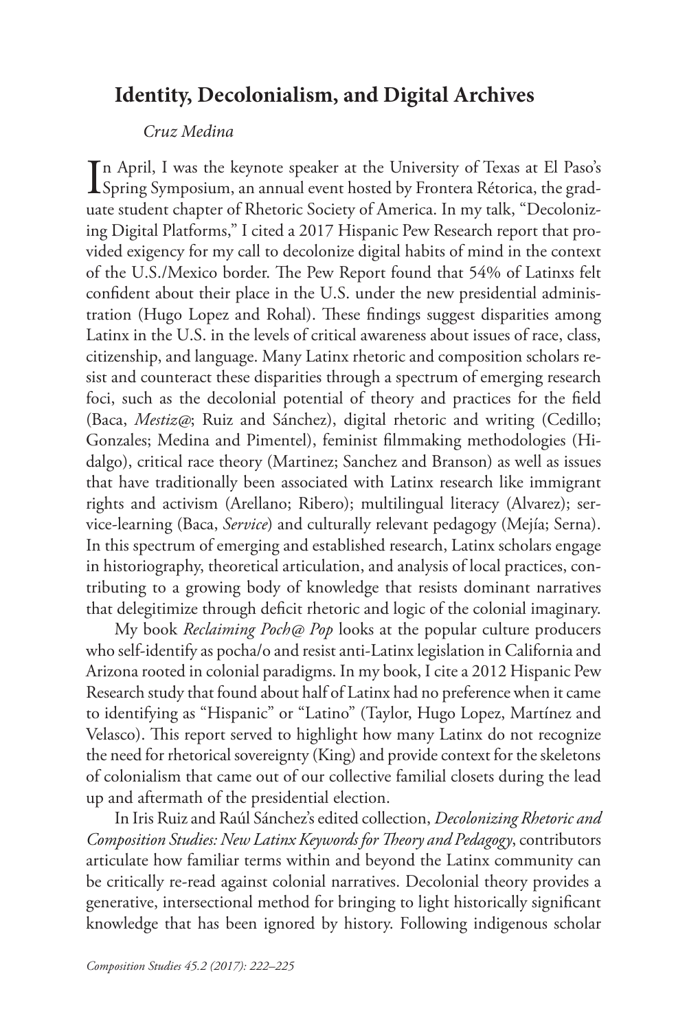## Identity, Decolonialism, and Digital Archives

*Cruz Medina*

In April, I was the keynote speaker at the University of Texas at El Paso's Spring Symposium, an annual event hosted by Frontera Rétorica, the graduate student chapter of Rhetoric Society of America. In my talk, "Decolonizing Digital Platforms," I cited a 2017 Hispanic Pew Research report that provided exigency for my call to decolonize digital habits of mind in the context of the U.S./Mexico border. The Pew Report found that 54% of Latinxs felt confident about their place in the U.S. under the new presidential administration (Hugo Lopez and Rohal). These findings suggest disparities among Latinx in the U.S. in the levels of critical awareness about issues of race, class, citizenship, and language. Many Latinx rhetoric and composition scholars resist and counteract these disparities through a spectrum of emerging research foci, such as the decolonial potential of theory and practices for the field (Baca, *Mestiz@*; Ruiz and Sánchez), digital rhetoric and writing (Cedillo; Gonzales; Medina and Pimentel), feminist filmmaking methodologies (Hidalgo), critical race theory (Martinez; Sanchez and Branson) as well as issues that have traditionally been associated with Latinx research like immigrant rights and activism (Arellano; Ribero); multilingual literacy (Alvarez); service-learning (Baca, *Service*) and culturally relevant pedagogy (Mejía; Serna). In this spectrum of emerging and established research, Latinx scholars engage in historiography, theoretical articulation, and analysis of local practices, contributing to a growing body of knowledge that resists dominant narratives that delegitimize through deficit rhetoric and logic of the colonial imaginary.

My book *Reclaiming Poch@ Pop* looks at the popular culture producers who self-identify as pocha/o and resist anti-Latinx legislation in California and Arizona rooted in colonial paradigms. In my book, I cite a 2012 Hispanic Pew Research study that found about half of Latinx had no preference when it came to identifying as "Hispanic" or "Latino" (Taylor, Hugo Lopez, Martínez and Velasco). This report served to highlight how many Latinx do not recognize the need for rhetorical sovereignty (King) and provide context for the skeletons of colonialism that came out of our collective familial closets during the lead up and aftermath of the presidential election.

In Iris Ruiz and Raúl Sánchez's edited collection, *Decolonizing Rhetoric and Composition Studies: New Latinx Keywords for Theory and Pedagogy*, contributors articulate how familiar terms within and beyond the Latinx community can be critically re-read against colonial narratives. Decolonial theory provides a generative, intersectional method for bringing to light historically significant knowledge that has been ignored by history. Following indigenous scholar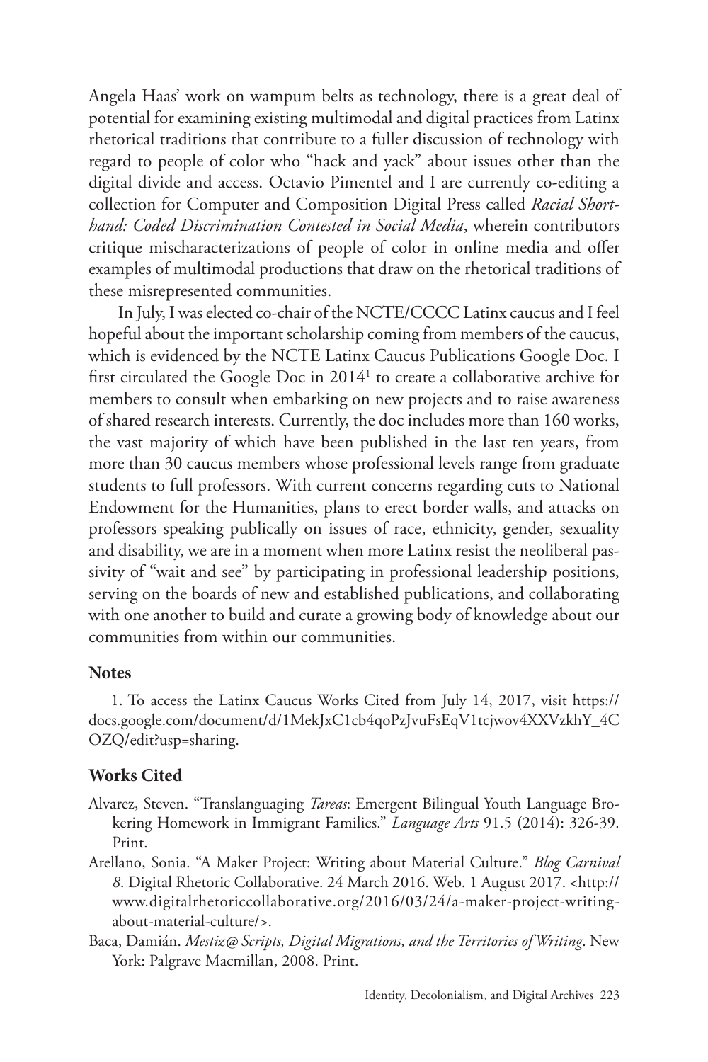Angela Haas' work on wampum belts as technology, there is a great deal of potential for examining existing multimodal and digital practices from Latinx rhetorical traditions that contribute to a fuller discussion of technology with regard to people of color who "hack and yack" about issues other than the digital divide and access. Octavio Pimentel and I are currently co-editing a collection for Computer and Composition Digital Press called *Racial Shorthand: Coded Discrimination Contested in Social Media*, wherein contributors critique mischaracterizations of people of color in online media and offer examples of multimodal productions that draw on the rhetorical traditions of these misrepresented communities.

In July, I was elected co-chair of the NCTE/CCCC Latinx caucus and I feel hopeful about the important scholarship coming from members of the caucus, which is evidenced by the NCTE Latinx Caucus Publications Google Doc. I first circulated the Google Doc in 2014[1] to create a collaborative archive for members to consult when embarking on new projects and to raise awareness of shared research interests. Currently, the doc includes more than 160 works, the vast majority of which have been published in the last ten years, from more than 30 caucus members whose professional levels range from graduate students to full professors. With current concerns regarding cuts to National Endowment for the Humanities, plans to erect border walls, and attacks on professors speaking publically on issues of race, ethnicity, gender, sexuality and disability, we are in a moment when more Latinx resist the neoliberal passivity of "wait and see" by participating in professional leadership positions, serving on the boards of new and established publications, and collaborating with one another to build and curate a growing body of knowledge about our communities from within our communities.

## Notes

1. To access the Latinx Caucus Works Cited from July 14, 2017, visit https://docs.google.com/document/d/1MekJxC1cb4qoPzJvuFsEqV1tcjwov4XXVzkhY_4COZQ/edit?usp=sharing.

## Works Cited

Alvarez, Steven. "Translanguaging *Tareas*: Emergent Bilingual Youth Language Brokering Homework in Immigrant Families." *Language Arts* 91.5 (2014): 326-39. Print.

Arellano, Sonia. "A Maker Project: Writing about Material Culture." *Blog Carnival 8*. Digital Rhetoric Collaborative. 24 March 2016. Web. 1 August 2017. <http://www.digitalrhetoriccollaborative.org/2016/03/24/a-maker-project-writing-about-material-culture/>.

Baca, Damián. *Mestiz@ Scripts, Digital Migrations, and the Territories of Writing*. New York: Palgrave Macmillan, 2008. Print.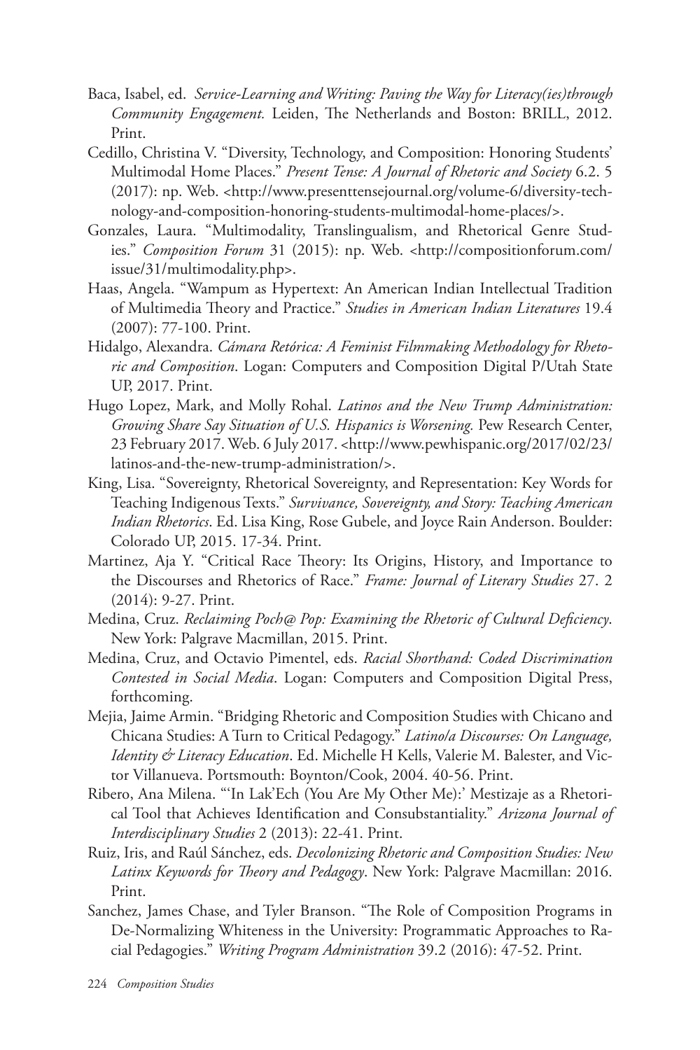Baca, Isabel, ed. *Service-Learning and Writing: Paving the Way for Literacy(ies)through Community Engagement.* Leiden, The Netherlands and Boston: BRILL, 2012. Print.

Cedillo, Christina V. "Diversity, Technology, and Composition: Honoring Students' Multimodal Home Places." *Present Tense: A Journal of Rhetoric and Society* 6.2. 5 (2017): np. Web. <http://www.presenttensejournal.org/volume-6/diversity-technology-and-composition-honoring-students-multimodal-home-places/>.

Gonzales, Laura. "Multimodality, Translingualism, and Rhetorical Genre Studies." *Composition Forum* 31 (2015): np. Web. <http://compositionforum.com/issue/31/multimodality.php>.

Haas, Angela. "Wampum as Hypertext: An American Indian Intellectual Tradition of Multimedia Theory and Practice." *Studies in American Indian Literatures* 19.4 (2007): 77-100. Print.

Hidalgo, Alexandra. *Cámara Retórica: A Feminist Filmmaking Methodology for Rhetoric and Composition*. Logan: Computers and Composition Digital P/Utah State UP, 2017. Print.

Hugo Lopez, Mark, and Molly Rohal. *Latinos and the New Trump Administration: Growing Share Say Situation of U.S. Hispanics is Worsening.* Pew Research Center, 23 February 2017. Web. 6 July 2017. <http://www.pewhispanic.org/2017/02/23/latinos-and-the-new-trump-administration/>.

King, Lisa. "Sovereignty, Rhetorical Sovereignty, and Representation: Key Words for Teaching Indigenous Texts." *Survivance, Sovereignty, and Story: Teaching American Indian Rhetorics*. Ed. Lisa King, Rose Gubele, and Joyce Rain Anderson. Boulder: Colorado UP, 2015. 17-34. Print.

Martinez, Aja Y. "Critical Race Theory: Its Origins, History, and Importance to the Discourses and Rhetorics of Race." *Frame: Journal of Literary Studies* 27. 2 (2014): 9-27. Print.

Medina, Cruz. *Reclaiming Poch@ Pop: Examining the Rhetoric of Cultural Deficiency*. New York: Palgrave Macmillan, 2015. Print.

Medina, Cruz, and Octavio Pimentel, eds. *Racial Shorthand: Coded Discrimination Contested in Social Media*. Logan: Computers and Composition Digital Press, forthcoming.

Mejia, Jaime Armin. "Bridging Rhetoric and Composition Studies with Chicano and Chicana Studies: A Turn to Critical Pedagogy." *Latino/a Discourses: On Language, Identity & Literacy Education*. Ed. Michelle H Kells, Valerie M. Balester, and Victor Villanueva. Portsmouth: Boynton/Cook, 2004. 40-56. Print.

Ribero, Ana Milena. "'In Lak'Ech (You Are My Other Me):' Mestizaje as a Rhetorical Tool that Achieves Identification and Consubstantiality." *Arizona Journal of Interdisciplinary Studies* 2 (2013): 22-41. Print.

Ruiz, Iris, and Raúl Sánchez, eds. *Decolonizing Rhetoric and Composition Studies: New Latinx Keywords for Theory and Pedagogy*. New York: Palgrave Macmillan: 2016. Print.

Sanchez, James Chase, and Tyler Branson. "The Role of Composition Programs in De-Normalizing Whiteness in the University: Programmatic Approaches to Racial Pedagogies." *Writing Program Administration* 39.2 (2016): 47-52. Print.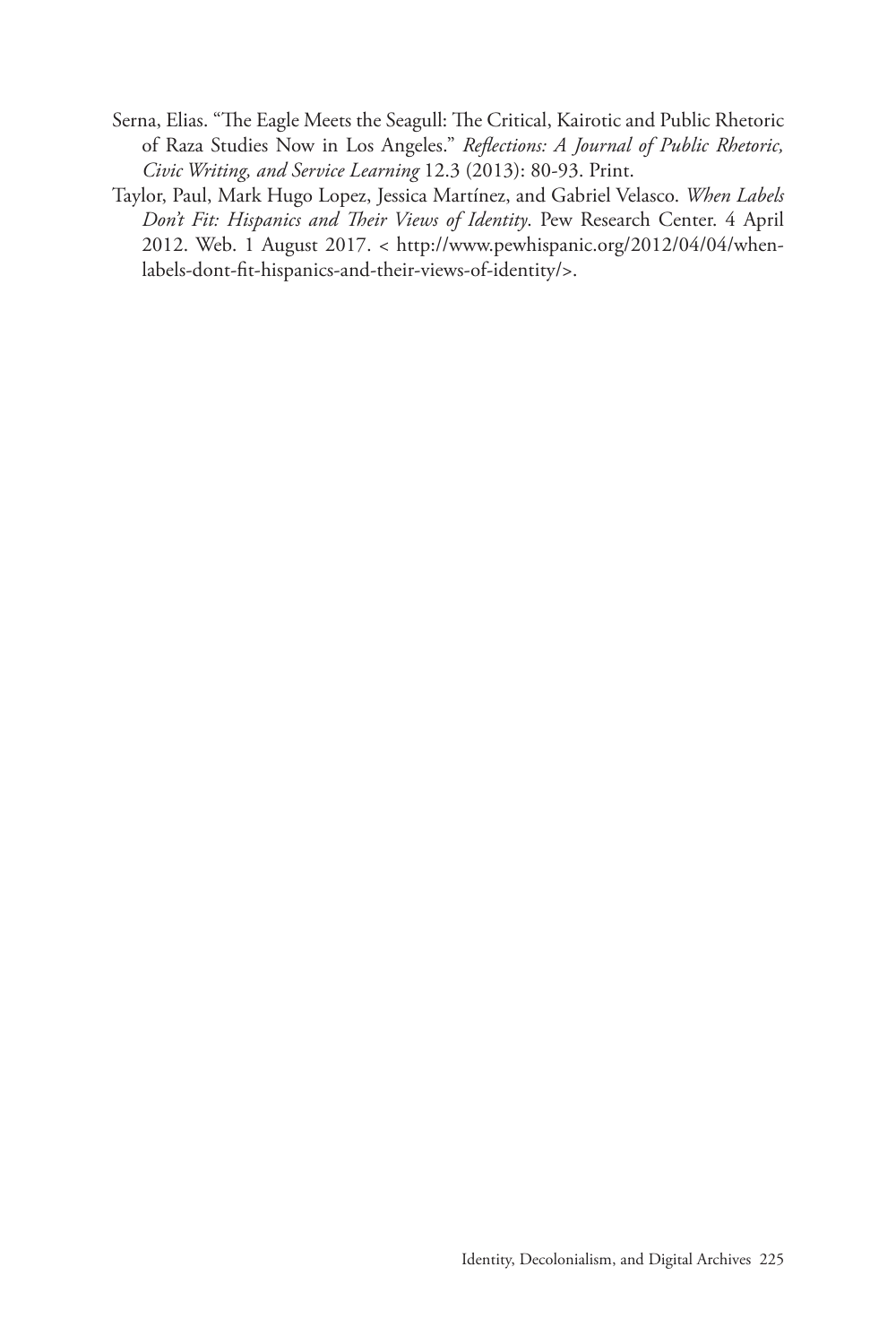Serna, Elias. "The Eagle Meets the Seagull: The Critical, Kairotic and Public Rhetoric of Raza Studies Now in Los Angeles." *Reflections: A Journal of Public Rhetoric, Civic Writing, and Service Learning* 12.3 (2013): 80-93. Print.

Taylor, Paul, Mark Hugo Lopez, Jessica Martínez, and Gabriel Velasco. *When Labels Don't Fit: Hispanics and Their Views of Identity*. Pew Research Center. 4 April 2012. Web. 1 August 2017. < http://www.pewhispanic.org/2012/04/04/when-labels-dont-fit-hispanics-and-their-views-of-identity/>.